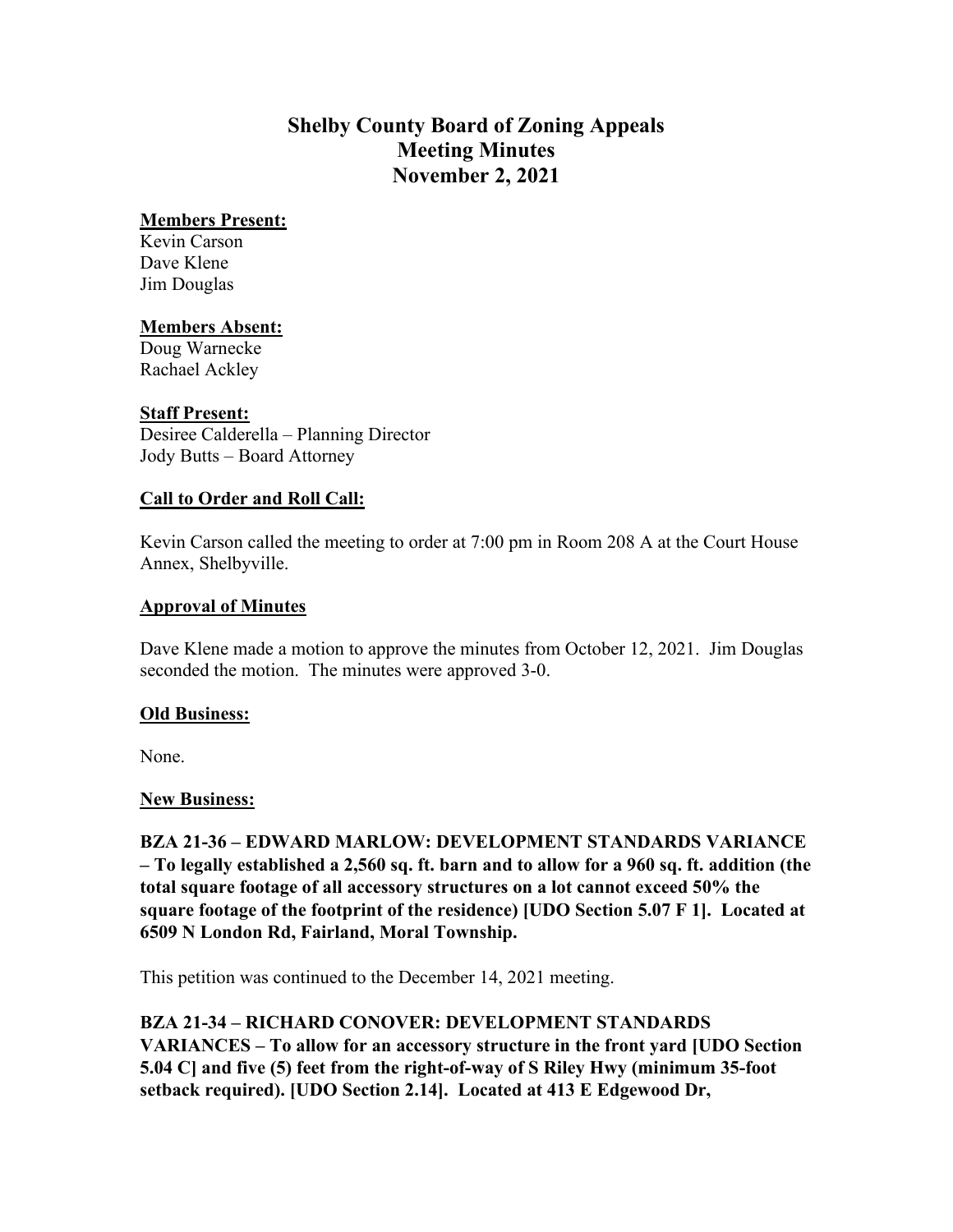# Shelby County Board of Zoning Appeals
# Meeting Minutes
# November 2, 2021

**Members Present:**
Kevin Carson
Dave Klene
Jim Douglas

**Members Absent:**
Doug Warnecke
Rachael Ackley

**Staff Present:**
Desiree Calderella – Planning Director
Jody Butts – Board Attorney

**Call to Order and Roll Call:**

Kevin Carson called the meeting to order at 7:00 pm in Room 208 A at the Court House Annex, Shelbyville.

**Approval of Minutes**

Dave Klene made a motion to approve the minutes from October 12, 2021. Jim Douglas seconded the motion. The minutes were approved 3-0.

**Old Business:**

None.

**New Business:**

**BZA 21-36 – EDWARD MARLOW: DEVELOPMENT STANDARDS VARIANCE – To legally established a 2,560 sq. ft. barn and to allow for a 960 sq. ft. addition (the total square footage of all accessory structures on a lot cannot exceed 50% the square footage of the footprint of the residence) [UDO Section 5.07 F 1]. Located at 6509 N London Rd, Fairland, Moral Township.**

This petition was continued to the December 14, 2021 meeting.

**BZA 21-34 – RICHARD CONOVER: DEVELOPMENT STANDARDS VARIANCES – To allow for an accessory structure in the front yard [UDO Section 5.04 C] and five (5) feet from the right-of-way of S Riley Hwy (minimum 35-foot setback required). [UDO Section 2.14]. Located at 413 E Edgewood Dr,**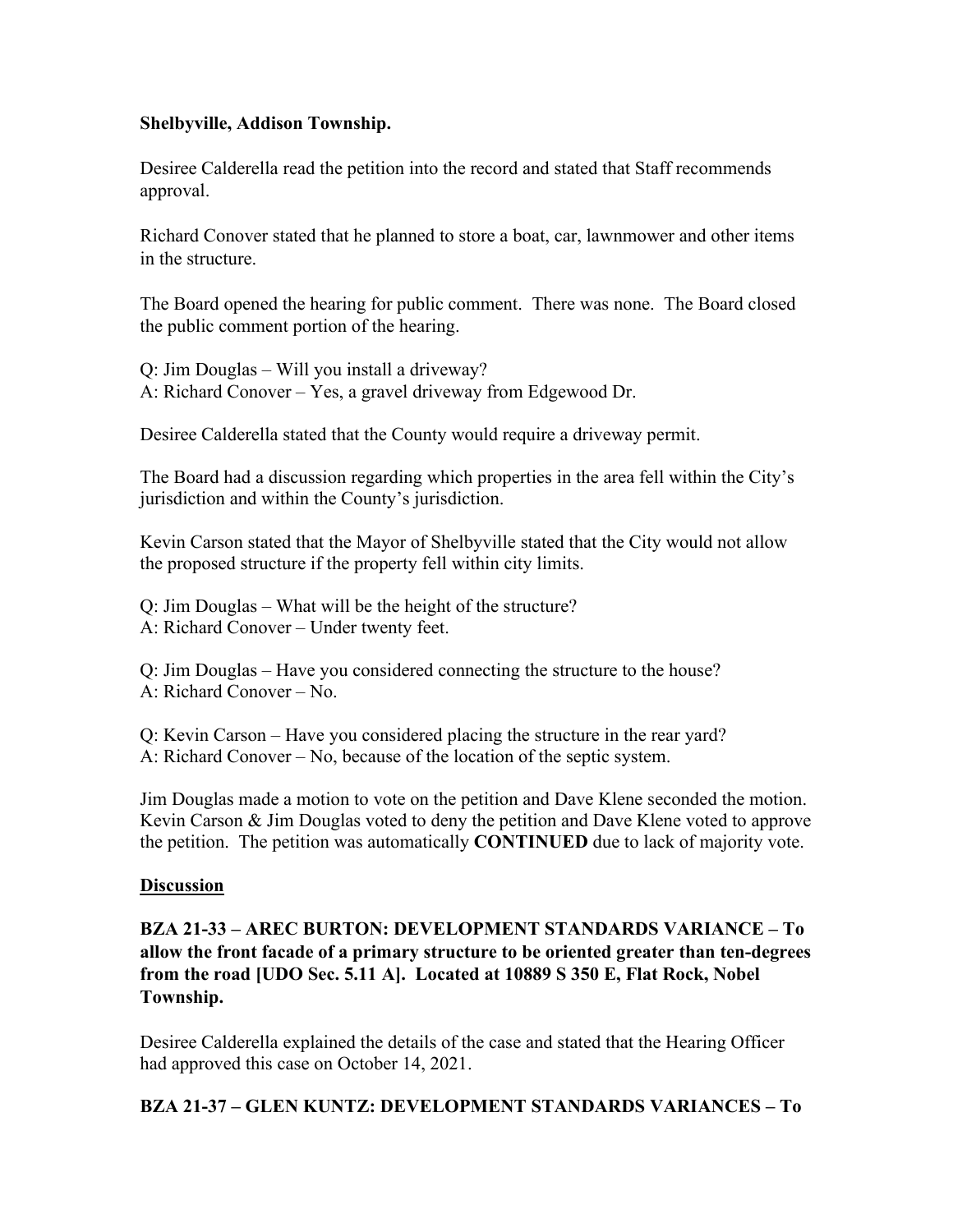**Shelbyville, Addison Township.**

Desiree Calderella read the petition into the record and stated that Staff recommends approval.

Richard Conover stated that he planned to store a boat, car, lawnmower and other items in the structure.

The Board opened the hearing for public comment. There was none. The Board closed the public comment portion of the hearing.

Q: Jim Douglas – Will you install a driveway?
A: Richard Conover – Yes, a gravel driveway from Edgewood Dr.

Desiree Calderella stated that the County would require a driveway permit.

The Board had a discussion regarding which properties in the area fell within the City's jurisdiction and within the County's jurisdiction.

Kevin Carson stated that the Mayor of Shelbyville stated that the City would not allow the proposed structure if the property fell within city limits.

Q: Jim Douglas – What will be the height of the structure?
A: Richard Conover – Under twenty feet.

Q: Jim Douglas – Have you considered connecting the structure to the house?
A: Richard Conover – No.

Q: Kevin Carson – Have you considered placing the structure in the rear yard?
A: Richard Conover – No, because of the location of the septic system.

Jim Douglas made a motion to vote on the petition and Dave Klene seconded the motion. Kevin Carson & Jim Douglas voted to deny the petition and Dave Klene voted to approve the petition. The petition was automatically **CONTINUED** due to lack of majority vote.

## Discussion

**BZA 21-33 – AREC BURTON: DEVELOPMENT STANDARDS VARIANCE – To allow the front facade of a primary structure to be oriented greater than ten-degrees from the road [UDO Sec. 5.11 A]. Located at 10889 S 350 E, Flat Rock, Nobel Township.**

Desiree Calderella explained the details of the case and stated that the Hearing Officer had approved this case on October 14, 2021.

**BZA 21-37 – GLEN KUNTZ: DEVELOPMENT STANDARDS VARIANCES – To**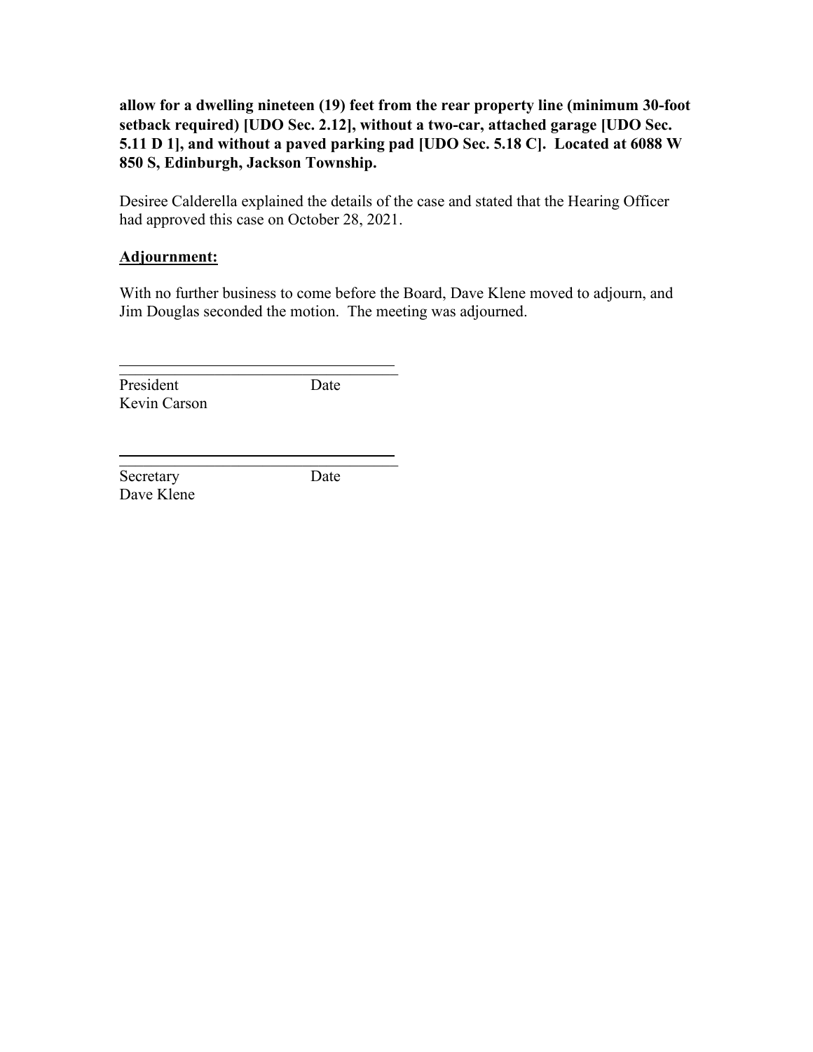**allow for a dwelling nineteen (19) feet from the rear property line (minimum 30-foot setback required) [UDO Sec. 2.12], without a two-car, attached garage [UDO Sec. 5.11 D 1], and without a paved parking pad [UDO Sec. 5.18 C]. Located at 6088 W 850 S, Edinburgh, Jackson Township.**

Desiree Calderella explained the details of the case and stated that the Hearing Officer had approved this case on October 28, 2021.

**Adjournment:**

With no further business to come before the Board, Dave Klene moved to adjourn, and Jim Douglas seconded the motion. The meeting was adjourned.

\_\_\_\_\_\_\_\_\_\_\_\_\_\_\_\_\_\_\_\_\_\_\_\_\_\_\_\_\_\_\_\_\_\_\_\_

President Date
Kevin Carson

\_\_\_\_\_\_\_\_\_\_\_\_\_\_\_\_\_\_\_\_\_\_\_\_\_\_\_\_\_\_\_\_\_\_\_\_

Secretary Date
Dave Klene